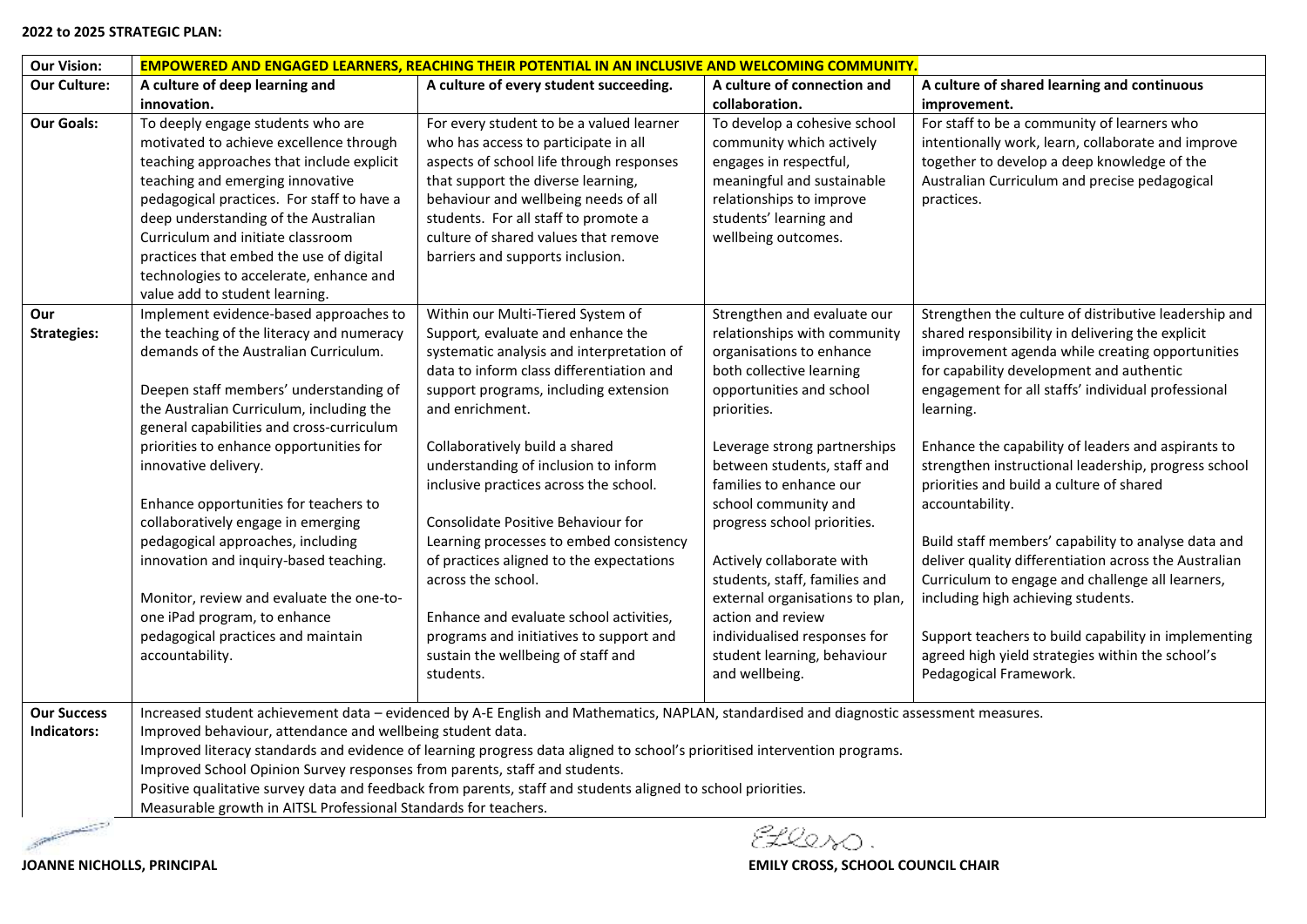**2022 to 2025 STRATEGIC PLAN:**

| **Our Vision:** | **EMPOWERED AND ENGAGED LEARNERS, REACHING THEIR POTENTIAL IN AN INCLUSIVE AND WELCOMING COMMUNITY.** | | | |
|---|---|---|---|---|
| **Our Culture:** | **A culture of deep learning and innovation.** | **A culture of every student succeeding.** | **A culture of connection and collaboration.** | **A culture of shared learning and continuous improvement.** |
| **Our Goals:** | To deeply engage students who are motivated to achieve excellence through teaching approaches that include explicit teaching and emerging innovative pedagogical practices. For staff to have a deep understanding of the Australian Curriculum and initiate classroom practices that embed the use of digital technologies to accelerate, enhance and value add to student learning. | For every student to be a valued learner who has access to participate in all aspects of school life through responses that support the diverse learning, behaviour and wellbeing needs of all students. For all staff to promote a culture of shared values that remove barriers and supports inclusion. | To develop a cohesive school community which actively engages in respectful, meaningful and sustainable relationships to improve students' learning and wellbeing outcomes. | For staff to be a community of learners who intentionally work, learn, collaborate and improve together to develop a deep knowledge of the Australian Curriculum and precise pedagogical practices. |
| **Our Strategies:** | Implement evidence-based approaches to the teaching of the literacy and numeracy demands of the Australian Curriculum.<br><br>Deepen staff members' understanding of the Australian Curriculum, including the general capabilities and cross-curriculum priorities to enhance opportunities for innovative delivery.<br><br>Enhance opportunities for teachers to collaboratively engage in emerging pedagogical approaches, including innovation and inquiry-based teaching.<br><br>Monitor, review and evaluate the one-to-one iPad program, to enhance pedagogical practices and maintain accountability. | Within our Multi-Tiered System of Support, evaluate and enhance the systematic analysis and interpretation of data to inform class differentiation and support programs, including extension and enrichment.<br><br>Collaboratively build a shared understanding of inclusion to inform inclusive practices across the school.<br><br>Consolidate Positive Behaviour for Learning processes to embed consistency of practices aligned to the expectations across the school.<br><br>Enhance and evaluate school activities, programs and initiatives to support and sustain the wellbeing of staff and students. | Strengthen and evaluate our relationships with community organisations to enhance both collective learning opportunities and school priorities.<br><br>Leverage strong partnerships between students, staff and families to enhance our school community and progress school priorities.<br><br>Actively collaborate with students, staff, families and external organisations to plan, action and review individualised responses for student learning, behaviour and wellbeing. | Strengthen the culture of distributive leadership and shared responsibility in delivering the explicit improvement agenda while creating opportunities for capability development and authentic engagement for all staffs' individual professional learning.<br><br>Enhance the capability of leaders and aspirants to strengthen instructional leadership, progress school priorities and build a culture of shared accountability.<br><br>Build staff members' capability to analyse data and deliver quality differentiation across the Australian Curriculum to engage and challenge all learners, including high achieving students.<br><br>Support teachers to build capability in implementing agreed high yield strategies within the school's Pedagogical Framework. |
| **Our Success Indicators:** | Increased student achievement data – evidenced by A-E English and Mathematics, NAPLAN, standardised and diagnostic assessment measures.<br>Improved behaviour, attendance and wellbeing student data.<br>Improved literacy standards and evidence of learning progress data aligned to school's prioritised intervention programs.<br>Improved School Opinion Survey responses from parents, staff and students.<br>Positive qualitative survey data and feedback from parents, staff and students aligned to school priorities.<br>Measurable growth in AITSL Professional Standards for teachers. | | | |

**JOANNE NICHOLLS, PRINCIPAL**

**EMILY CROSS, SCHOOL COUNCIL CHAIR**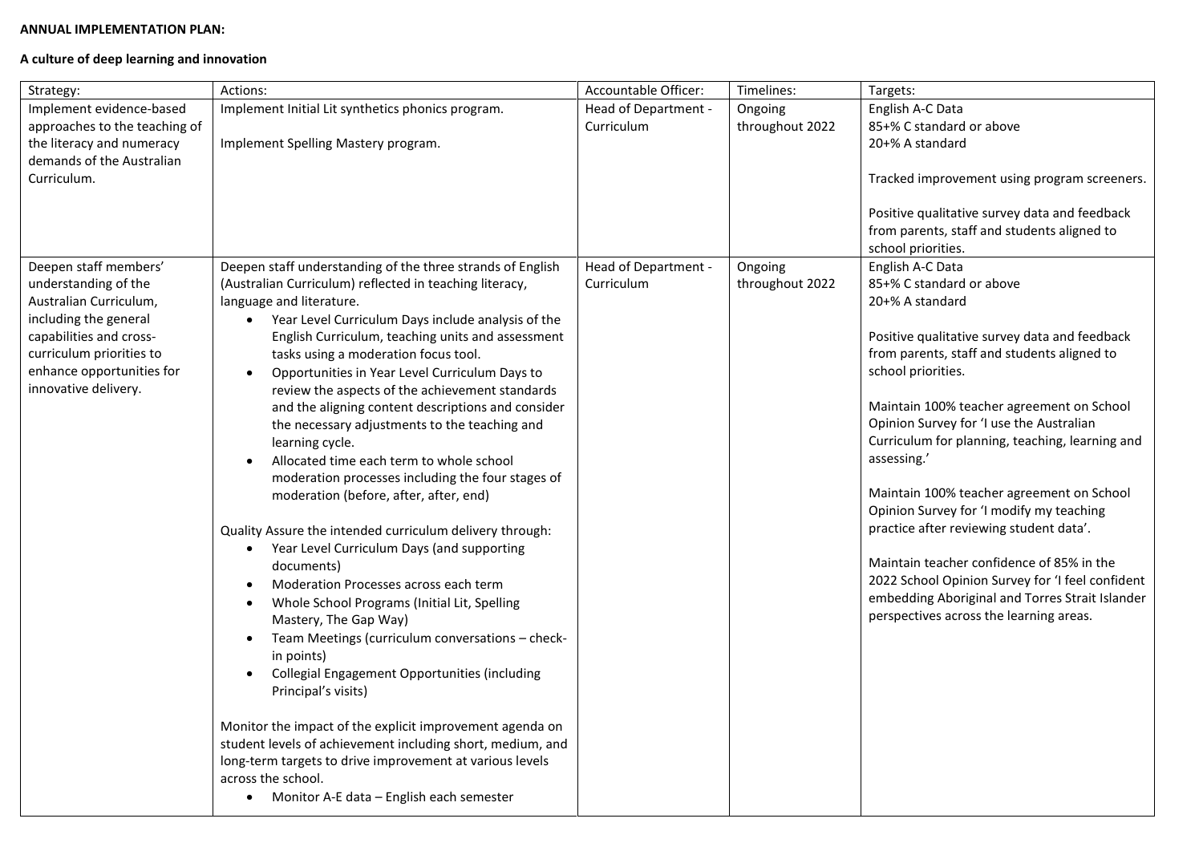**ANNUAL IMPLEMENTATION PLAN:**

**A culture of deep learning and innovation**

| Strategy: | Actions: | Accountable Officer: | Timelines: | Targets: |
|---|---|---|---|---|
| Implement evidence-based approaches to the teaching of the literacy and numeracy demands of the Australian Curriculum. | Implement Initial Lit synthetics phonics program.<br><br>Implement Spelling Mastery program. | Head of Department - Curriculum | Ongoing throughout 2022 | English A-C Data<br>85+% C standard or above<br>20+% A standard<br><br>Tracked improvement using program screeners.<br><br>Positive qualitative survey data and feedback from parents, staff and students aligned to school priorities. |
| Deepen staff members' understanding of the Australian Curriculum, including the general capabilities and cross-curriculum priorities to enhance opportunities for innovative delivery. | Deepen staff understanding of the three strands of English (Australian Curriculum) reflected in teaching literacy, language and literature.<br>• Year Level Curriculum Days include analysis of the English Curriculum, teaching units and assessment tasks using a moderation focus tool.<br>• Opportunities in Year Level Curriculum Days to review the aspects of the achievement standards and the aligning content descriptions and consider the necessary adjustments to the teaching and learning cycle.<br>• Allocated time each term to whole school moderation processes including the four stages of moderation (before, after, after, end)<br><br>Quality Assure the intended curriculum delivery through:<br>• Year Level Curriculum Days (and supporting documents)<br>• Moderation Processes across each term<br>• Whole School Programs (Initial Lit, Spelling Mastery, The Gap Way)<br>• Team Meetings (curriculum conversations – check-in points)<br>• Collegial Engagement Opportunities (including Principal's visits)<br><br>Monitor the impact of the explicit improvement agenda on student levels of achievement including short, medium, and long-term targets to drive improvement at various levels across the school.<br>• Monitor A-E data – English each semester | Head of Department - Curriculum | Ongoing throughout 2022 | English A-C Data<br>85+% C standard or above<br>20+% A standard<br><br>Positive qualitative survey data and feedback from parents, staff and students aligned to school priorities.<br><br>Maintain 100% teacher agreement on School Opinion Survey for 'I use the Australian Curriculum for planning, teaching, learning and assessing.'<br><br>Maintain 100% teacher agreement on School Opinion Survey for 'I modify my teaching practice after reviewing student data'.<br><br>Maintain teacher confidence of 85% in the 2022 School Opinion Survey for 'I feel confident embedding Aboriginal and Torres Strait Islander perspectives across the learning areas. |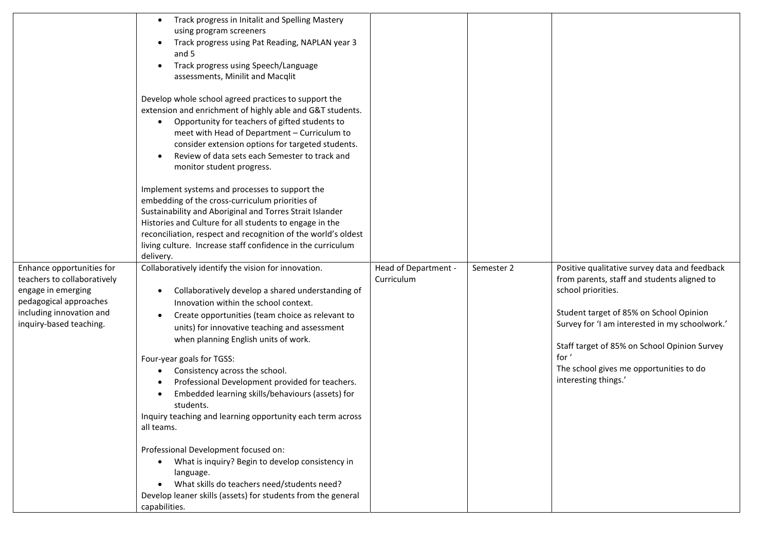| | | | | |
|---|---|---|---|---|
| | • Track progress in Initalit and Spelling Mastery using program screeners<br>• Track progress using Pat Reading, NAPLAN year 3 and 5<br>• Track progress using Speech/Language assessments, Minilit and Macqlit<br><br>Develop whole school agreed practices to support the extension and enrichment of highly able and G&T students.<br>• Opportunity for teachers of gifted students to meet with Head of Department – Curriculum to consider extension options for targeted students.<br>• Review of data sets each Semester to track and monitor student progress.<br><br>Implement systems and processes to support the embedding of the cross-curriculum priorities of Sustainability and Aboriginal and Torres Strait Islander Histories and Culture for all students to engage in the reconciliation, respect and recognition of the world's oldest living culture. Increase staff confidence in the curriculum delivery. | | | |
| Enhance opportunities for teachers to collaboratively engage in emerging pedagogical approaches including innovation and inquiry-based teaching. | Collaboratively identify the vision for innovation.<br><br>• Collaboratively develop a shared understanding of Innovation within the school context.<br>• Create opportunities (team choice as relevant to units) for innovative teaching and assessment when planning English units of work.<br><br>Four-year goals for TGSS:<br>• Consistency across the school.<br>• Professional Development provided for teachers.<br>• Embedded learning skills/behaviours (assets) for students.<br>Inquiry teaching and learning opportunity each term across all teams.<br><br>Professional Development focused on:<br>• What is inquiry? Begin to develop consistency in language.<br>• What skills do teachers need/students need?<br>Develop leaner skills (assets) for students from the general capabilities. | Head of Department - Curriculum | Semester 2 | Positive qualitative survey data and feedback from parents, staff and students aligned to school priorities.<br><br>Student target of 85% on School Opinion Survey for 'I am interested in my schoolwork.'<br><br>Staff target of 85% on School Opinion Survey for '<br>The school gives me opportunities to do interesting things.' |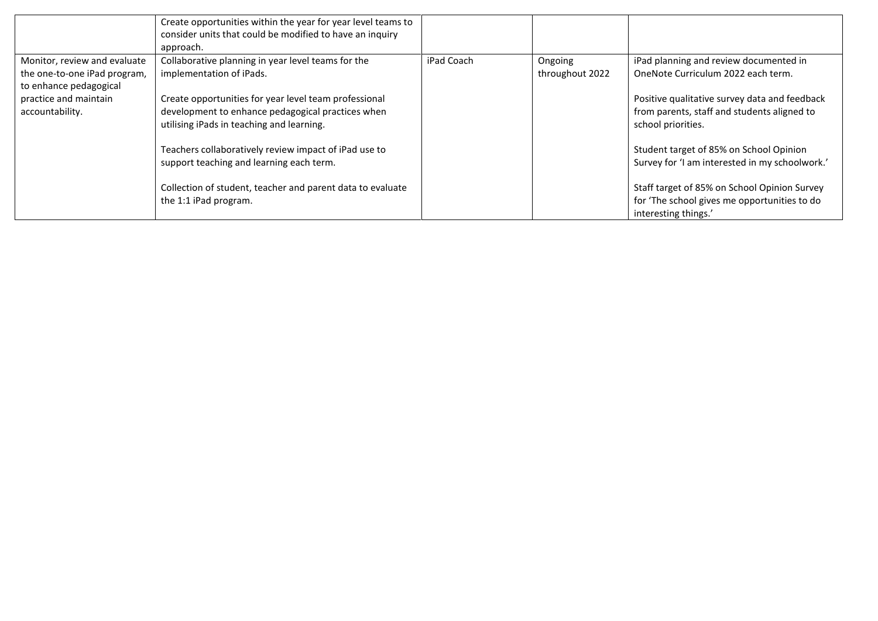| | | | | |
|---|---|---|---|---|
| | Create opportunities within the year for year level teams to consider units that could be modified to have an inquiry approach. | | | |
| Monitor, review and evaluate the one-to-one iPad program, to enhance pedagogical practice and maintain accountability. | Collaborative planning in year level teams for the implementation of iPads.<br><br>Create opportunities for year level team professional development to enhance pedagogical practices when utilising iPads in teaching and learning.<br><br>Teachers collaboratively review impact of iPad use to support teaching and learning each term.<br><br>Collection of student, teacher and parent data to evaluate the 1:1 iPad program. | iPad Coach | Ongoing throughout 2022 | iPad planning and review documented in OneNote Curriculum 2022 each term.<br><br>Positive qualitative survey data and feedback from parents, staff and students aligned to school priorities.<br><br>Student target of 85% on School Opinion Survey for 'I am interested in my schoolwork.'<br><br>Staff target of 85% on School Opinion Survey for 'The school gives me opportunities to do interesting things.' |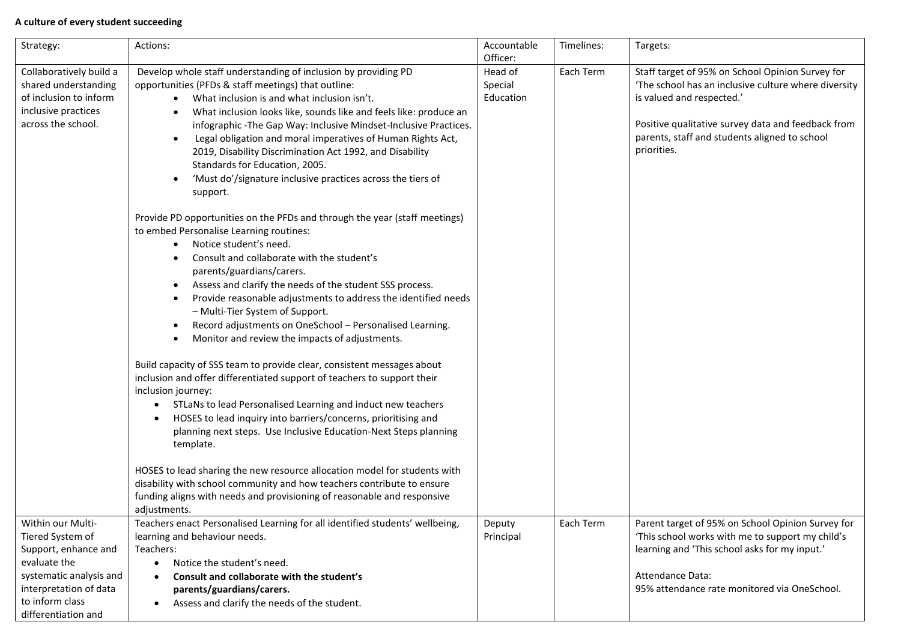**A culture of every student succeeding**

| Strategy: | Actions: | Accountable Officer: | Timelines: | Targets: |
|---|---|---|---|---|
| Collaboratively build a shared understanding of inclusion to inform inclusive practices across the school. | Develop whole staff understanding of inclusion by providing PD opportunities (PFDs & staff meetings) that outline:<br>• What inclusion is and what inclusion isn't.<br>• What inclusion looks like, sounds like and feels like: produce an infographic -The Gap Way: Inclusive Mindset-Inclusive Practices.<br>• Legal obligation and moral imperatives of Human Rights Act, 2019, Disability Discrimination Act 1992, and Disability Standards for Education, 2005.<br>• 'Must do'/signature inclusive practices across the tiers of support.<br><br>Provide PD opportunities on the PFDs and through the year (staff meetings) to embed Personalise Learning routines:<br>• Notice student's need.<br>• Consult and collaborate with the student's parents/guardians/carers.<br>• Assess and clarify the needs of the student SSS process.<br>• Provide reasonable adjustments to address the identified needs – Multi-Tier System of Support.<br>• Record adjustments on OneSchool – Personalised Learning.<br>• Monitor and review the impacts of adjustments.<br><br>Build capacity of SSS team to provide clear, consistent messages about inclusion and offer differentiated support of teachers to support their inclusion journey:<br>• STLaNs to lead Personalised Learning and induct new teachers<br>• HOSES to lead inquiry into barriers/concerns, prioritising and planning next steps. Use Inclusive Education-Next Steps planning template.<br><br>HOSES to lead sharing the new resource allocation model for students with disability with school community and how teachers contribute to ensure funding aligns with needs and provisioning of reasonable and responsive adjustments. | Head of Special Education | Each Term | Staff target of 95% on School Opinion Survey for 'The school has an inclusive culture where diversity is valued and respected.'<br><br>Positive qualitative survey data and feedback from parents, staff and students aligned to school priorities. |
| Within our Multi-Tiered System of Support, enhance and evaluate the systematic analysis and interpretation of data to inform class differentiation and | Teachers enact Personalised Learning for all identified students' wellbeing, learning and behaviour needs.<br>Teachers:<br>• Notice the student's need.<br>• **Consult and collaborate with the student's parents/guardians/carers.**<br>• Assess and clarify the needs of the student. | Deputy Principal | Each Term | Parent target of 95% on School Opinion Survey for 'This school works with me to support my child's learning and 'This school asks for my input.'<br><br>Attendance Data:<br>95% attendance rate monitored via OneSchool. |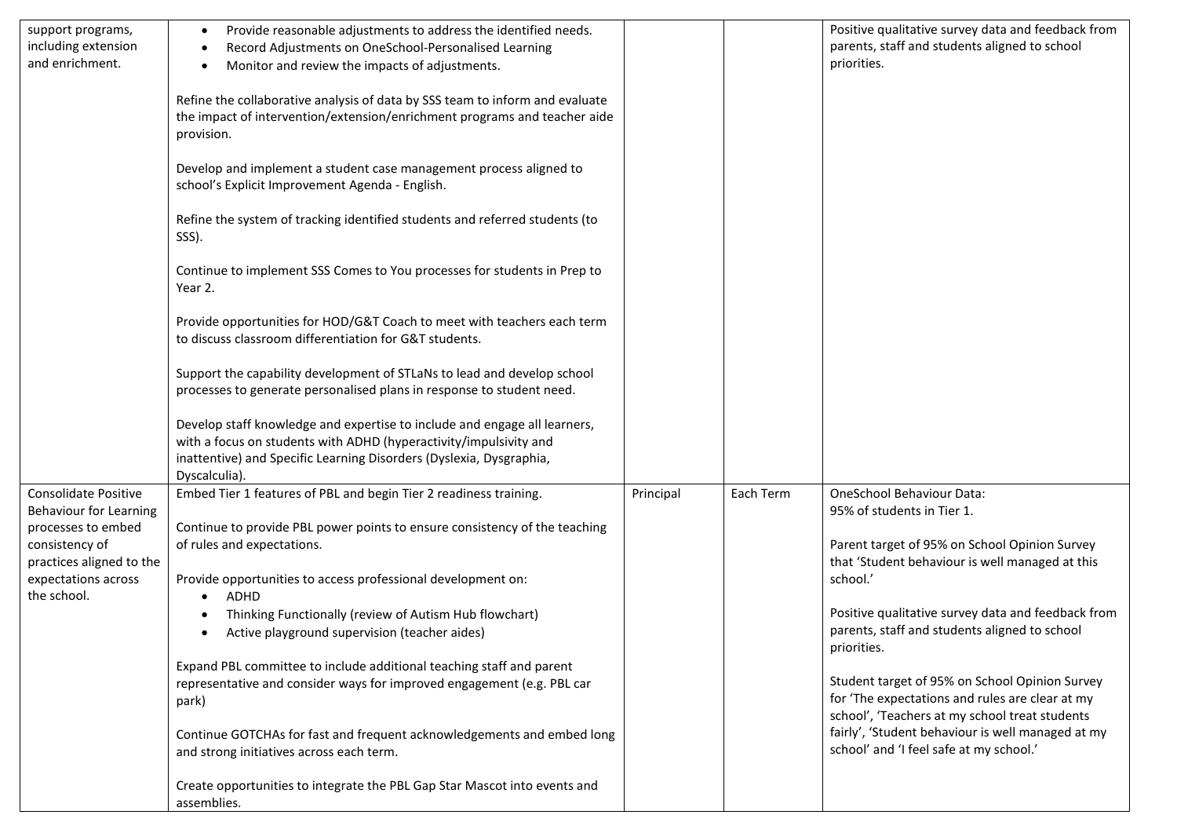| | | | | |
|---|---|---|---|---|
| support programs, including extension and enrichment. | <ul><li>Provide reasonable adjustments to address the identified needs.</li><li>Record Adjustments on OneSchool-Personalised Learning</li><li>Monitor and review the impacts of adjustments.</li></ul>Refine the collaborative analysis of data by SSS team to inform and evaluate the impact of intervention/extension/enrichment programs and teacher aide provision.<br><br>Develop and implement a student case management process aligned to school's Explicit Improvement Agenda - English.<br><br>Refine the system of tracking identified students and referred students (to SSS).<br><br>Continue to implement SSS Comes to You processes for students in Prep to Year 2.<br><br>Provide opportunities for HOD/G&T Coach to meet with teachers each term to discuss classroom differentiation for G&T students.<br><br>Support the capability development of STLaNs to lead and develop school processes to generate personalised plans in response to student need.<br><br>Develop staff knowledge and expertise to include and engage all learners, with a focus on students with ADHD (hyperactivity/impulsivity and inattentive) and Specific Learning Disorders (Dyslexia, Dysgraphia, Dyscalculia). | | | Positive qualitative survey data and feedback from parents, staff and students aligned to school priorities. |
| Consolidate Positive Behaviour for Learning processes to embed consistency of practices aligned to the expectations across the school. | Embed Tier 1 features of PBL and begin Tier 2 readiness training.<br><br>Continue to provide PBL power points to ensure consistency of the teaching of rules and expectations.<br><br>Provide opportunities to access professional development on:<ul><li>ADHD</li><li>Thinking Functionally (review of Autism Hub flowchart)</li><li>Active playground supervision (teacher aides)</li></ul>Expand PBL committee to include additional teaching staff and parent representative and consider ways for improved engagement (e.g. PBL car park)<br><br>Continue GOTCHAs for fast and frequent acknowledgements and embed long and strong initiatives across each term.<br><br>Create opportunities to integrate the PBL Gap Star Mascot into events and assemblies. | Principal | Each Term | OneSchool Behaviour Data:<br>95% of students in Tier 1.<br><br>Parent target of 95% on School Opinion Survey that 'Student behaviour is well managed at this school.'<br><br>Positive qualitative survey data and feedback from parents, staff and students aligned to school priorities.<br><br>Student target of 95% on School Opinion Survey for 'The expectations and rules are clear at my school', 'Teachers at my school treat students fairly', 'Student behaviour is well managed at my school' and 'I feel safe at my school.' |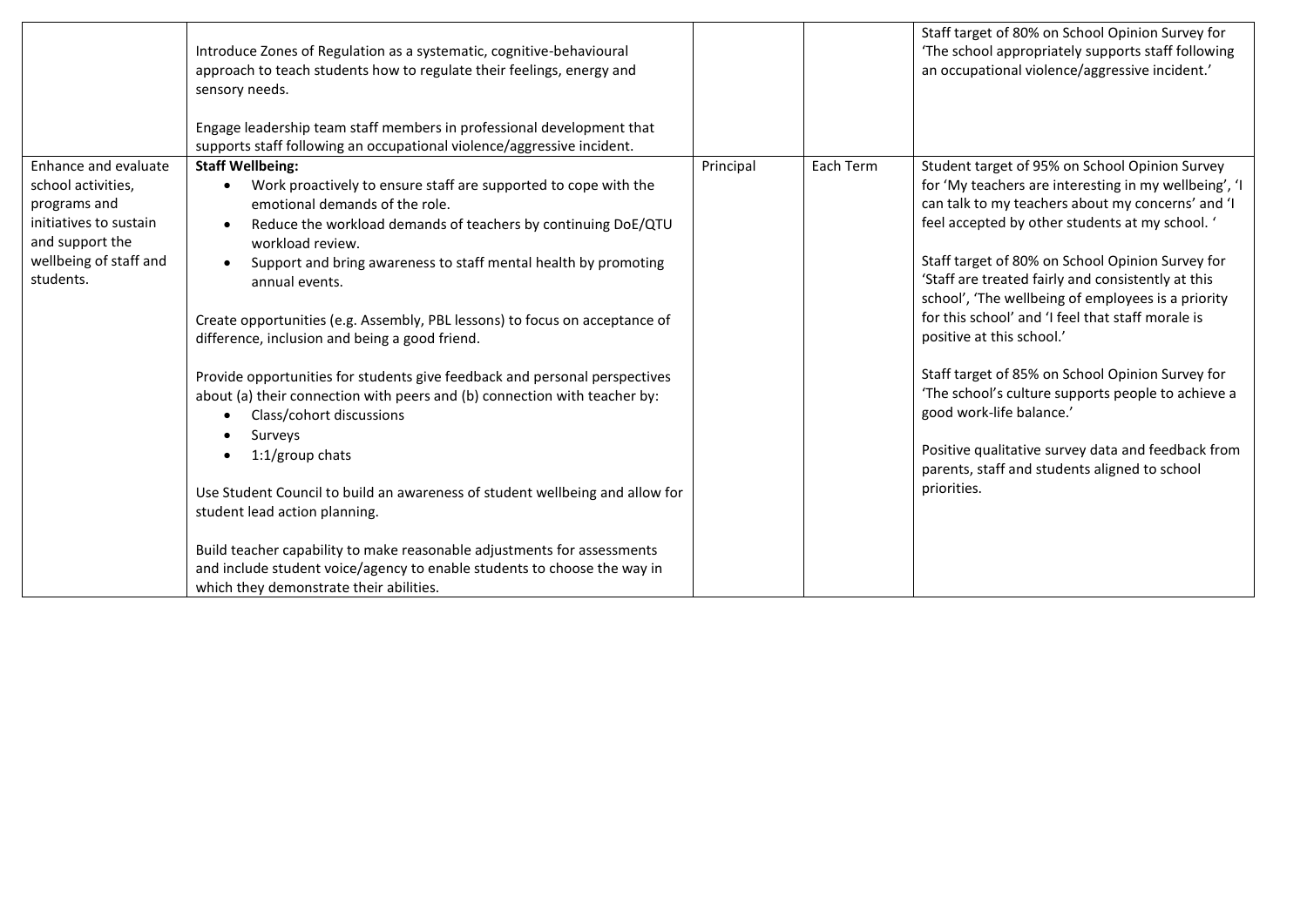| | | | | |
|---|---|---|---|---|
| | Introduce Zones of Regulation as a systematic, cognitive-behavioural approach to teach students how to regulate their feelings, energy and sensory needs.<br><br>Engage leadership team staff members in professional development that supports staff following an occupational violence/aggressive incident. | | | Staff target of 80% on School Opinion Survey for 'The school appropriately supports staff following an occupational violence/aggressive incident.' |
| Enhance and evaluate school activities, programs and initiatives to sustain and support the wellbeing of staff and students. | **Staff Wellbeing:**<br>• Work proactively to ensure staff are supported to cope with the emotional demands of the role.<br>• Reduce the workload demands of teachers by continuing DoE/QTU workload review.<br>• Support and bring awareness to staff mental health by promoting annual events.<br><br>Create opportunities (e.g. Assembly, PBL lessons) to focus on acceptance of difference, inclusion and being a good friend.<br><br>Provide opportunities for students give feedback and personal perspectives about (a) their connection with peers and (b) connection with teacher by:<br>• Class/cohort discussions<br>• Surveys<br>• 1:1/group chats<br><br>Use Student Council to build an awareness of student wellbeing and allow for student lead action planning.<br><br>Build teacher capability to make reasonable adjustments for assessments and include student voice/agency to enable students to choose the way in which they demonstrate their abilities. | Principal | Each Term | Student target of 95% on School Opinion Survey for 'My teachers are interesting in my wellbeing', 'I can talk to my teachers about my concerns' and 'I feel accepted by other students at my school. '<br><br>Staff target of 80% on School Opinion Survey for 'Staff are treated fairly and consistently at this school', 'The wellbeing of employees is a priority for this school' and 'I feel that staff morale is positive at this school.'<br><br>Staff target of 85% on School Opinion Survey for 'The school's culture supports people to achieve a good work-life balance.'<br><br>Positive qualitative survey data and feedback from parents, staff and students aligned to school priorities. |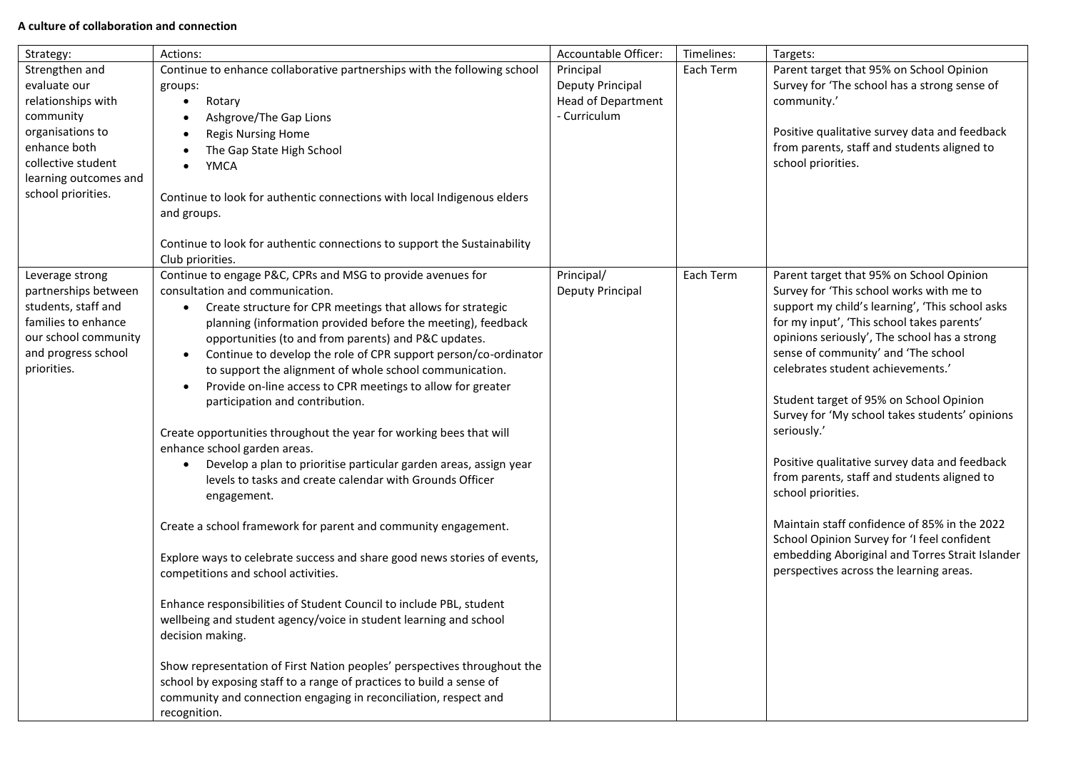**A culture of collaboration and connection**

| Strategy: | Actions: | Accountable Officer: | Timelines: | Targets: |
|---|---|---|---|---|
| Strengthen and evaluate our relationships with community organisations to enhance both collective student learning outcomes and school priorities. | Continue to enhance collaborative partnerships with the following school groups:<br>• Rotary<br>• Ashgrove/The Gap Lions<br>• Regis Nursing Home<br>• The Gap State High School<br>• YMCA<br><br>Continue to look for authentic connections with local Indigenous elders and groups.<br><br>Continue to look for authentic connections to support the Sustainability Club priorities. | Principal<br>Deputy Principal<br>Head of Department - Curriculum | Each Term | Parent target that 95% on School Opinion Survey for 'The school has a strong sense of community.'<br><br>Positive qualitative survey data and feedback from parents, staff and students aligned to school priorities. |
| Leverage strong partnerships between students, staff and families to enhance our school community and progress school priorities. | Continue to engage P&C, CPRs and MSG to provide avenues for consultation and communication.<br>• Create structure for CPR meetings that allows for strategic planning (information provided before the meeting), feedback opportunities (to and from parents) and P&C updates.<br>• Continue to develop the role of CPR support person/co-ordinator to support the alignment of whole school communication.<br>• Provide on-line access to CPR meetings to allow for greater participation and contribution.<br><br>Create opportunities throughout the year for working bees that will enhance school garden areas.<br>• Develop a plan to prioritise particular garden areas, assign year levels to tasks and create calendar with Grounds Officer engagement.<br><br>Create a school framework for parent and community engagement.<br><br>Explore ways to celebrate success and share good news stories of events, competitions and school activities.<br><br>Enhance responsibilities of Student Council to include PBL, student wellbeing and student agency/voice in student learning and school decision making.<br><br>Show representation of First Nation peoples' perspectives throughout the school by exposing staff to a range of practices to build a sense of community and connection engaging in reconciliation, respect and recognition. | Principal/<br>Deputy Principal | Each Term | Parent target that 95% on School Opinion Survey for 'This school works with me to support my child's learning', 'This school asks for my input', 'This school takes parents' opinions seriously', The school has a strong sense of community' and 'The school celebrates student achievements.'<br><br>Student target of 95% on School Opinion Survey for 'My school takes students' opinions seriously.'<br><br>Positive qualitative survey data and feedback from parents, staff and students aligned to school priorities.<br><br>Maintain staff confidence of 85% in the 2022 School Opinion Survey for 'I feel confident embedding Aboriginal and Torres Strait Islander perspectives across the learning areas. |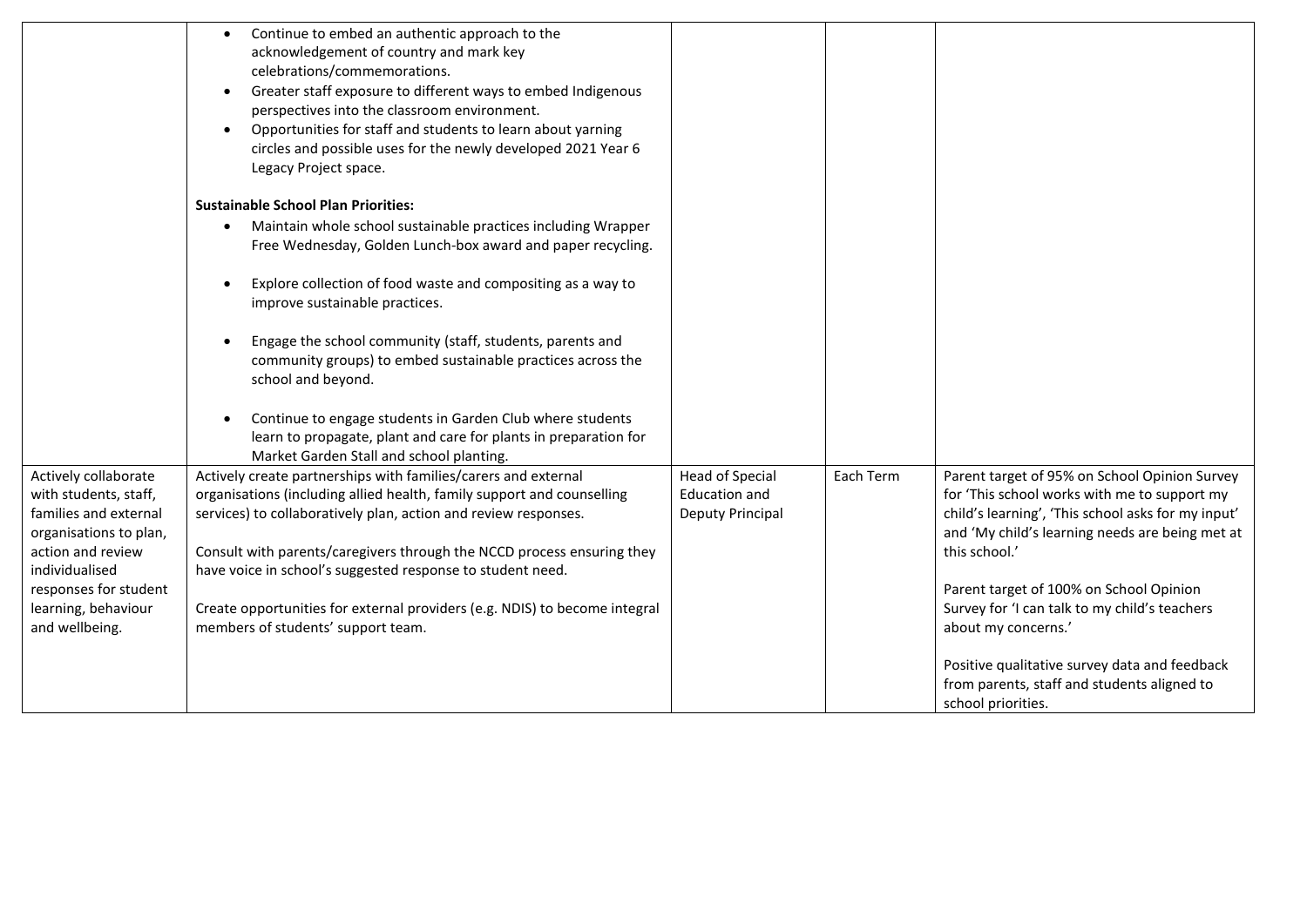| | | | | |
|---|---|---|---|---|
| | <ul><li>Continue to embed an authentic approach to the acknowledgement of country and mark key celebrations/commemorations.</li><li>Greater staff exposure to different ways to embed Indigenous perspectives into the classroom environment.</li><li>Opportunities for staff and students to learn about yarning circles and possible uses for the newly developed 2021 Year 6 Legacy Project space.</li></ul>**Sustainable School Plan Priorities:**<ul><li>Maintain whole school sustainable practices including Wrapper Free Wednesday, Golden Lunch-box award and paper recycling.</li><li>Explore collection of food waste and compositing as a way to improve sustainable practices.</li><li>Engage the school community (staff, students, parents and community groups) to embed sustainable practices across the school and beyond.</li><li>Continue to engage students in Garden Club where students learn to propagate, plant and care for plants in preparation for Market Garden Stall and school planting.</li></ul> | | | |
| Actively collaborate with students, staff, families and external organisations to plan, action and review individualised responses for student learning, behaviour and wellbeing. | Actively create partnerships with families/carers and external organisations (including allied health, family support and counselling services) to collaboratively plan, action and review responses.<br><br>Consult with parents/caregivers through the NCCD process ensuring they have voice in school's suggested response to student need.<br><br>Create opportunities for external providers (e.g. NDIS) to become integral members of students' support team. | Head of Special Education and Deputy Principal | Each Term | Parent target of 95% on School Opinion Survey for 'This school works with me to support my child's learning', 'This school asks for my input' and 'My child's learning needs are being met at this school.'<br><br>Parent target of 100% on School Opinion Survey for 'I can talk to my child's teachers about my concerns.'<br><br>Positive qualitative survey data and feedback from parents, staff and students aligned to school priorities. |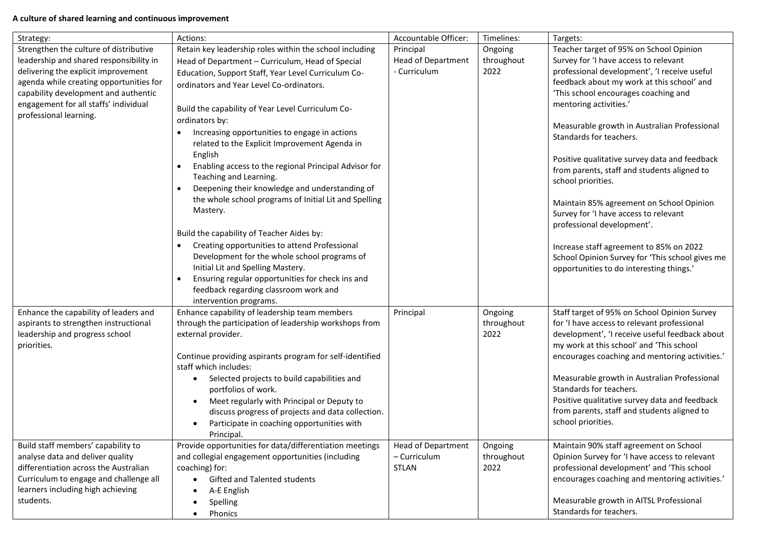**A culture of shared learning and continuous improvement**

| Strategy: | Actions: | Accountable Officer: | Timelines: | Targets: |
|---|---|---|---|---|
| Strengthen the culture of distributive leadership and shared responsibility in delivering the explicit improvement agenda while creating opportunities for capability development and authentic engagement for all staffs' individual professional learning. | Retain key leadership roles within the school including Head of Department – Curriculum, Head of Special Education, Support Staff, Year Level Curriculum Co-ordinators and Year Level Co-ordinators.<br><br>Build the capability of Year Level Curriculum Co-ordinators by:<br>• Increasing opportunities to engage in actions related to the Explicit Improvement Agenda in English<br>• Enabling access to the regional Principal Advisor for Teaching and Learning.<br>• Deepening their knowledge and understanding of the whole school programs of Initial Lit and Spelling Mastery.<br><br>Build the capability of Teacher Aides by:<br>• Creating opportunities to attend Professional Development for the whole school programs of Initial Lit and Spelling Mastery.<br>• Ensuring regular opportunities for check ins and feedback regarding classroom work and intervention programs. | Principal<br>Head of Department - Curriculum | Ongoing throughout 2022 | Teacher target of 95% on School Opinion Survey for 'I have access to relevant professional development', 'I receive useful feedback about my work at this school' and 'This school encourages coaching and mentoring activities.'<br><br>Measurable growth in Australian Professional Standards for teachers.<br><br>Positive qualitative survey data and feedback from parents, staff and students aligned to school priorities.<br><br>Maintain 85% agreement on School Opinion Survey for 'I have access to relevant professional development'.<br><br>Increase staff agreement to 85% on 2022 School Opinion Survey for 'This school gives me opportunities to do interesting things.' |
| Enhance the capability of leaders and aspirants to strengthen instructional leadership and progress school priorities. | Enhance capability of leadership team members through the participation of leadership workshops from external provider.<br><br>Continue providing aspirants program for self-identified staff which includes:<br>• Selected projects to build capabilities and portfolios of work.<br>• Meet regularly with Principal or Deputy to discuss progress of projects and data collection.<br>• Participate in coaching opportunities with Principal. | Principal | Ongoing throughout 2022 | Staff target of 95% on School Opinion Survey for 'I have access to relevant professional development', 'I receive useful feedback about my work at this school' and 'This school encourages coaching and mentoring activities.'<br><br>Measurable growth in Australian Professional Standards for teachers.<br>Positive qualitative survey data and feedback from parents, staff and students aligned to school priorities. |
| Build staff members' capability to analyse data and deliver quality differentiation across the Australian Curriculum to engage and challenge all learners including high achieving students. | Provide opportunities for data/differentiation meetings and collegial engagement opportunities (including coaching) for:<br>• Gifted and Talented students<br>• A-E English<br>• Spelling<br>• Phonics | Head of Department – Curriculum<br>STLAN | Ongoing throughout 2022 | Maintain 90% staff agreement on School Opinion Survey for 'I have access to relevant professional development' and 'This school encourages coaching and mentoring activities.'<br><br>Measurable growth in AITSL Professional Standards for teachers. |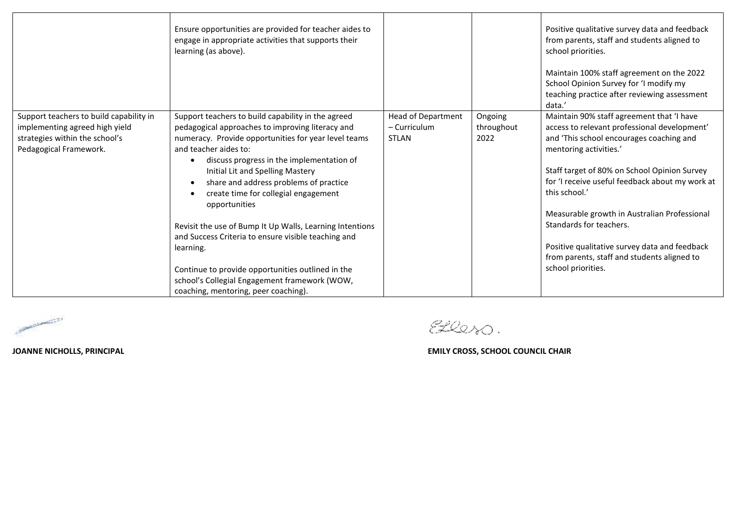| | | | | |
|---|---|---|---|---|
| | Ensure opportunities are provided for teacher aides to engage in appropriate activities that supports their learning (as above). | | | Positive qualitative survey data and feedback from parents, staff and students aligned to school priorities.<br><br>Maintain 100% staff agreement on the 2022 School Opinion Survey for 'I modify my teaching practice after reviewing assessment data.' |
| Support teachers to build capability in implementing agreed high yield strategies within the school's Pedagogical Framework. | Support teachers to build capability in the agreed pedagogical approaches to improving literacy and numeracy. Provide opportunities for year level teams and teacher aides to:<br>• discuss progress in the implementation of Initial Lit and Spelling Mastery<br>• share and address problems of practice<br>• create time for collegial engagement opportunities<br><br>Revisit the use of Bump It Up Walls, Learning Intentions and Success Criteria to ensure visible teaching and learning.<br><br>Continue to provide opportunities outlined in the school's Collegial Engagement framework (WOW, coaching, mentoring, peer coaching). | Head of Department – Curriculum<br>STLAN | Ongoing throughout 2022 | Maintain 90% staff agreement that 'I have access to relevant professional development' and 'This school encourages coaching and mentoring activities.'<br><br>Staff target of 80% on School Opinion Survey for 'I receive useful feedback about my work at this school.'<br><br>Measurable growth in Australian Professional Standards for teachers.<br><br>Positive qualitative survey data and feedback from parents, staff and students aligned to school priorities. |

**JOANNE NICHOLLS, PRINCIPAL**

**EMILY CROSS, SCHOOL COUNCIL CHAIR**